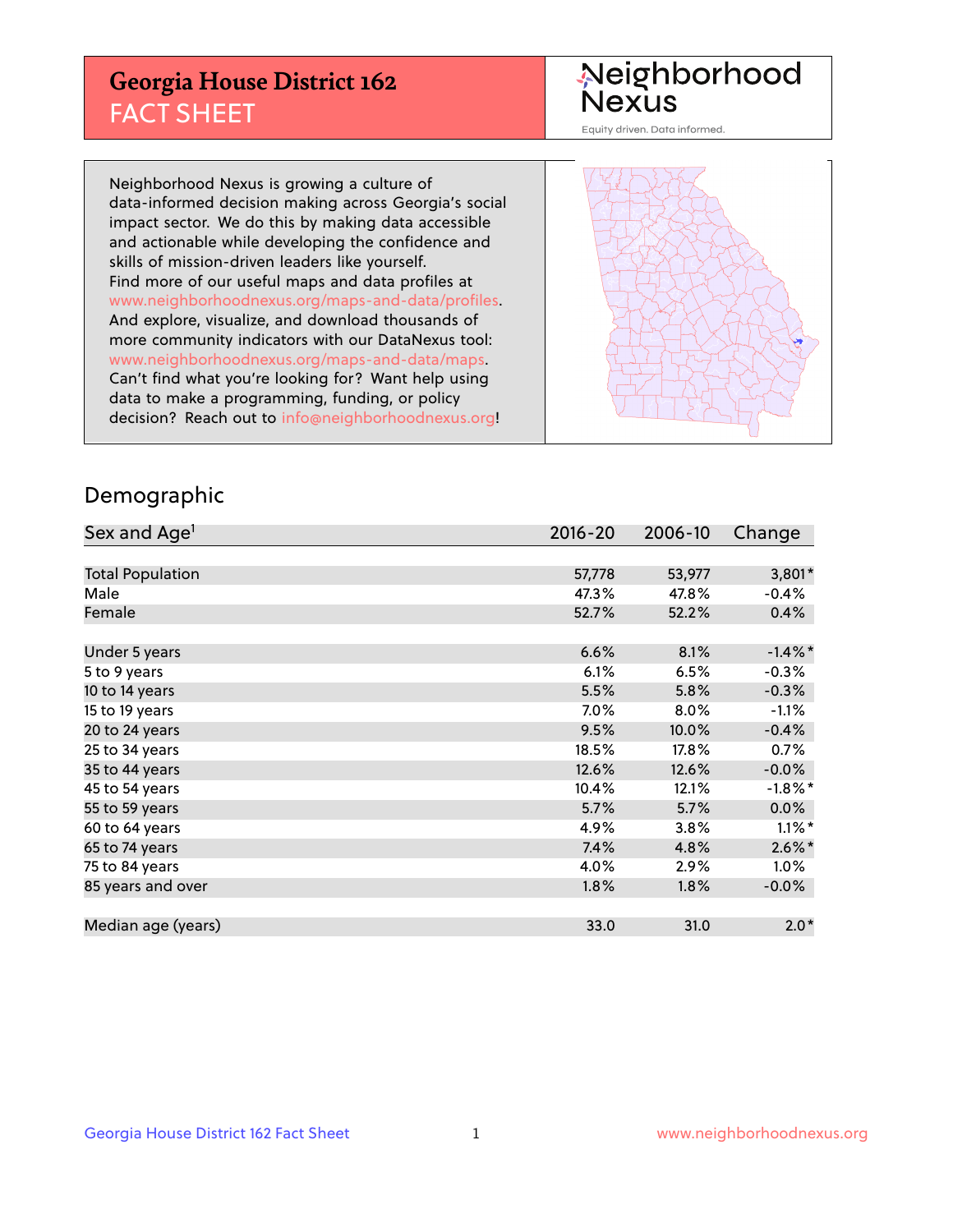# Georgia House District 162
## FACT SHEET

Neighborhood Nexus
Equity driven. Data informed.

Neighborhood Nexus is growing a culture of data-informed decision making across Georgia's social impact sector. We do this by making data accessible and actionable while developing the confidence and skills of mission-driven leaders like yourself. Find more of our useful maps and data profiles at www.neighborhoodnexus.org/maps-and-data/profiles. And explore, visualize, and download thousands of more community indicators with our DataNexus tool: www.neighborhoodnexus.org/maps-and-data/maps. Can't find what you're looking for? Want help using data to make a programming, funding, or policy decision? Reach out to info@neighborhoodnexus.org!

## Demographic

| Sex and Age[1] | 2016-20 | 2006-10 | Change |
|---|---|---|---|
| Total Population | 57,778 | 53,977 | 3,801* |
| Male | 47.3% | 47.8% | -0.4% |
| Female | 52.7% | 52.2% | 0.4% |
| Under 5 years | 6.6% | 8.1% | -1.4%* |
| 5 to 9 years | 6.1% | 6.5% | -0.3% |
| 10 to 14 years | 5.5% | 5.8% | -0.3% |
| 15 to 19 years | 7.0% | 8.0% | -1.1% |
| 20 to 24 years | 9.5% | 10.0% | -0.4% |
| 25 to 34 years | 18.5% | 17.8% | 0.7% |
| 35 to 44 years | 12.6% | 12.6% | -0.0% |
| 45 to 54 years | 10.4% | 12.1% | -1.8%* |
| 55 to 59 years | 5.7% | 5.7% | 0.0% |
| 60 to 64 years | 4.9% | 3.8% | 1.1%* |
| 65 to 74 years | 7.4% | 4.8% | 2.6%* |
| 75 to 84 years | 4.0% | 2.9% | 1.0% |
| 85 years and over | 1.8% | 1.8% | -0.0% |
| Median age (years) | 33.0 | 31.0 | 2.0* |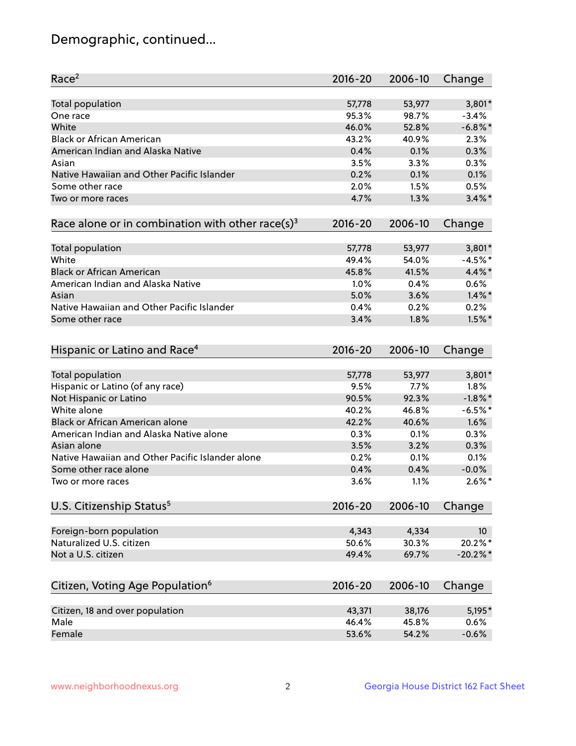# Demographic, continued...

| Race[2] | 2016-20 | 2006-10 | Change |
|---|---|---|---|
| Total population | 57,778 | 53,977 | 3,801* |
| One race | 95.3% | 98.7% | -3.4% |
| White | 46.0% | 52.8% | -6.8%* |
| Black or African American | 43.2% | 40.9% | 2.3% |
| American Indian and Alaska Native | 0.4% | 0.1% | 0.3% |
| Asian | 3.5% | 3.3% | 0.3% |
| Native Hawaiian and Other Pacific Islander | 0.2% | 0.1% | 0.1% |
| Some other race | 2.0% | 1.5% | 0.5% |
| Two or more races | 4.7% | 1.3% | 3.4%* |

| Race alone or in combination with other race(s)[3] | 2016-20 | 2006-10 | Change |
|---|---|---|---|
| Total population | 57,778 | 53,977 | 3,801* |
| White | 49.4% | 54.0% | -4.5%* |
| Black or African American | 45.8% | 41.5% | 4.4%* |
| American Indian and Alaska Native | 1.0% | 0.4% | 0.6% |
| Asian | 5.0% | 3.6% | 1.4%* |
| Native Hawaiian and Other Pacific Islander | 0.4% | 0.2% | 0.2% |
| Some other race | 3.4% | 1.8% | 1.5%* |

| Hispanic or Latino and Race[4] | 2016-20 | 2006-10 | Change |
|---|---|---|---|
| Total population | 57,778 | 53,977 | 3,801* |
| Hispanic or Latino (of any race) | 9.5% | 7.7% | 1.8% |
| Not Hispanic or Latino | 90.5% | 92.3% | -1.8%* |
| White alone | 40.2% | 46.8% | -6.5%* |
| Black or African American alone | 42.2% | 40.6% | 1.6% |
| American Indian and Alaska Native alone | 0.3% | 0.1% | 0.3% |
| Asian alone | 3.5% | 3.2% | 0.3% |
| Native Hawaiian and Other Pacific Islander alone | 0.2% | 0.1% | 0.1% |
| Some other race alone | 0.4% | 0.4% | -0.0% |
| Two or more races | 3.6% | 1.1% | 2.6%* |

| U.S. Citizenship Status[5] | 2016-20 | 2006-10 | Change |
|---|---|---|---|
| Foreign-born population | 4,343 | 4,334 | 10 |
| Naturalized U.S. citizen | 50.6% | 30.3% | 20.2%* |
| Not a U.S. citizen | 49.4% | 69.7% | -20.2%* |

| Citizen, Voting Age Population[6] | 2016-20 | 2006-10 | Change |
|---|---|---|---|
| Citizen, 18 and over population | 43,371 | 38,176 | 5,195* |
| Male | 46.4% | 45.8% | 0.6% |
| Female | 53.6% | 54.2% | -0.6% |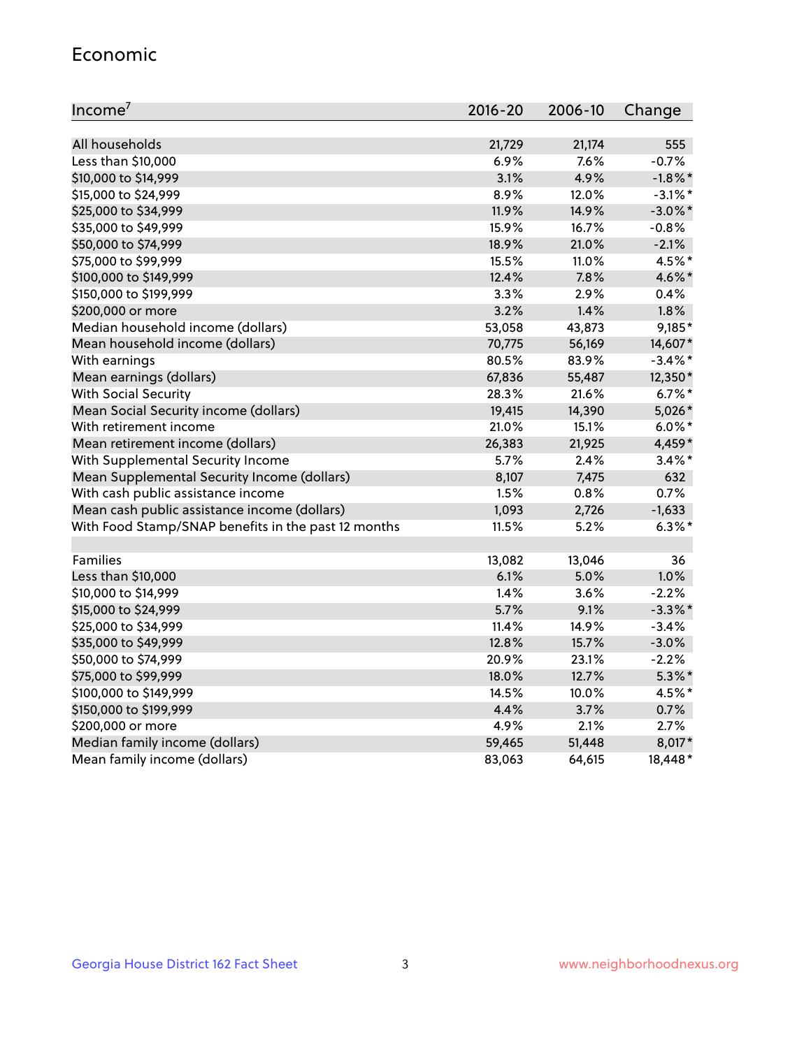# Economic

| Income[7] | 2016-20 | 2006-10 | Change |
|---|---|---|---|
| All households | 21,729 | 21,174 | 555 |
| Less than $10,000 | 6.9% | 7.6% | -0.7% |
| $10,000 to $14,999 | 3.1% | 4.9% | -1.8%* |
| $15,000 to $24,999 | 8.9% | 12.0% | -3.1%* |
| $25,000 to $34,999 | 11.9% | 14.9% | -3.0%* |
| $35,000 to $49,999 | 15.9% | 16.7% | -0.8% |
| $50,000 to $74,999 | 18.9% | 21.0% | -2.1% |
| $75,000 to $99,999 | 15.5% | 11.0% | 4.5%* |
| $100,000 to $149,999 | 12.4% | 7.8% | 4.6%* |
| $150,000 to $199,999 | 3.3% | 2.9% | 0.4% |
| $200,000 or more | 3.2% | 1.4% | 1.8% |
| Median household income (dollars) | 53,058 | 43,873 | 9,185* |
| Mean household income (dollars) | 70,775 | 56,169 | 14,607* |
| With earnings | 80.5% | 83.9% | -3.4%* |
| Mean earnings (dollars) | 67,836 | 55,487 | 12,350* |
| With Social Security | 28.3% | 21.6% | 6.7%* |
| Mean Social Security income (dollars) | 19,415 | 14,390 | 5,026* |
| With retirement income | 21.0% | 15.1% | 6.0%* |
| Mean retirement income (dollars) | 26,383 | 21,925 | 4,459* |
| With Supplemental Security Income | 5.7% | 2.4% | 3.4%* |
| Mean Supplemental Security Income (dollars) | 8,107 | 7,475 | 632 |
| With cash public assistance income | 1.5% | 0.8% | 0.7% |
| Mean cash public assistance income (dollars) | 1,093 | 2,726 | -1,633 |
| With Food Stamp/SNAP benefits in the past 12 months | 11.5% | 5.2% | 6.3%* |
| | | | |
| Families | 13,082 | 13,046 | 36 |
| Less than $10,000 | 6.1% | 5.0% | 1.0% |
| $10,000 to $14,999 | 1.4% | 3.6% | -2.2% |
| $15,000 to $24,999 | 5.7% | 9.1% | -3.3%* |
| $25,000 to $34,999 | 11.4% | 14.9% | -3.4% |
| $35,000 to $49,999 | 12.8% | 15.7% | -3.0% |
| $50,000 to $74,999 | 20.9% | 23.1% | -2.2% |
| $75,000 to $99,999 | 18.0% | 12.7% | 5.3%* |
| $100,000 to $149,999 | 14.5% | 10.0% | 4.5%* |
| $150,000 to $199,999 | 4.4% | 3.7% | 0.7% |
| $200,000 or more | 4.9% | 2.1% | 2.7% |
| Median family income (dollars) | 59,465 | 51,448 | 8,017* |
| Mean family income (dollars) | 83,063 | 64,615 | 18,448* |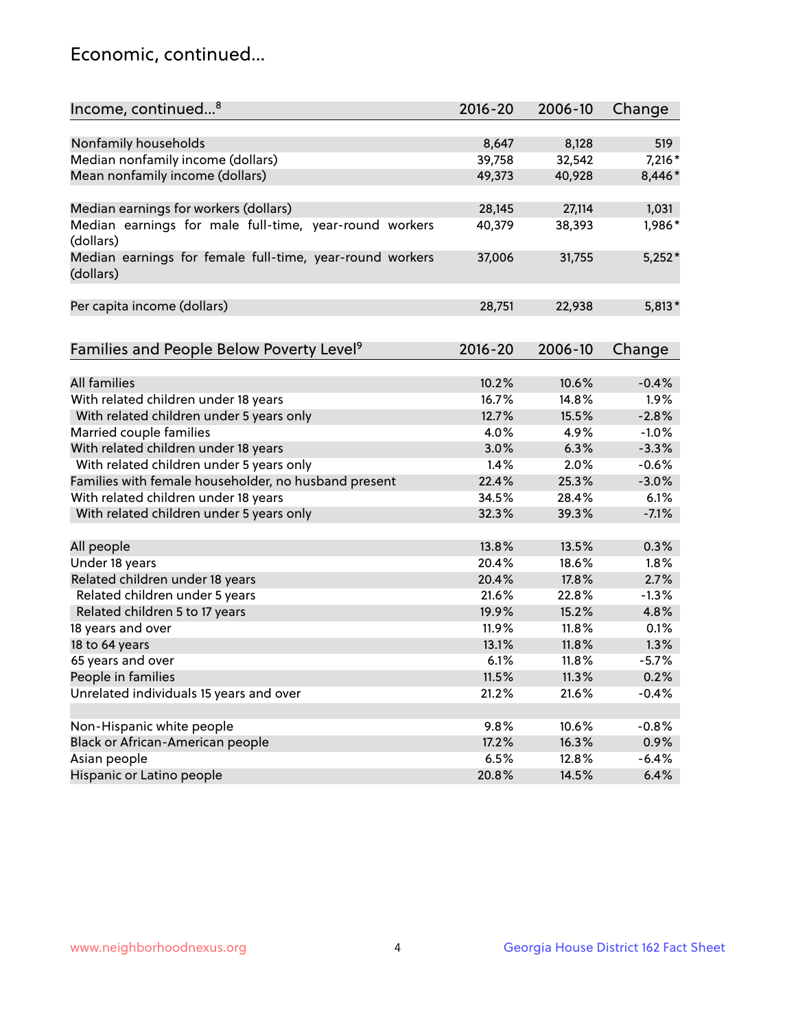## Economic, continued...

| Income, continued...[8] | 2016-20 | 2006-10 | Change |
|---|---|---|---|
| Nonfamily households | 8,647 | 8,128 | 519 |
| Median nonfamily income (dollars) | 39,758 | 32,542 | 7,216* |
| Mean nonfamily income (dollars) | 49,373 | 40,928 | 8,446* |
| | | | |
| Median earnings for workers (dollars) | 28,145 | 27,114 | 1,031 |
| Median earnings for male full-time, year-round workers (dollars) | 40,379 | 38,393 | 1,986* |
| Median earnings for female full-time, year-round workers (dollars) | 37,006 | 31,755 | 5,252* |
| | | | |
| Per capita income (dollars) | 28,751 | 22,938 | 5,813* |

| Families and People Below Poverty Level[9] | 2016-20 | 2006-10 | Change |
|---|---|---|---|
| All families | 10.2% | 10.6% | -0.4% |
| With related children under 18 years | 16.7% | 14.8% | 1.9% |
| With related children under 5 years only | 12.7% | 15.5% | -2.8% |
| Married couple families | 4.0% | 4.9% | -1.0% |
| With related children under 18 years | 3.0% | 6.3% | -3.3% |
| With related children under 5 years only | 1.4% | 2.0% | -0.6% |
| Families with female householder, no husband present | 22.4% | 25.3% | -3.0% |
| With related children under 18 years | 34.5% | 28.4% | 6.1% |
| With related children under 5 years only | 32.3% | 39.3% | -7.1% |
| | | | |
| All people | 13.8% | 13.5% | 0.3% |
| Under 18 years | 20.4% | 18.6% | 1.8% |
| Related children under 18 years | 20.4% | 17.8% | 2.7% |
| Related children under 5 years | 21.6% | 22.8% | -1.3% |
| Related children 5 to 17 years | 19.9% | 15.2% | 4.8% |
| 18 years and over | 11.9% | 11.8% | 0.1% |
| 18 to 64 years | 13.1% | 11.8% | 1.3% |
| 65 years and over | 6.1% | 11.8% | -5.7% |
| People in families | 11.5% | 11.3% | 0.2% |
| Unrelated individuals 15 years and over | 21.2% | 21.6% | -0.4% |
| | | | |
| Non-Hispanic white people | 9.8% | 10.6% | -0.8% |
| Black or African-American people | 17.2% | 16.3% | 0.9% |
| Asian people | 6.5% | 12.8% | -6.4% |
| Hispanic or Latino people | 20.8% | 14.5% | 6.4% |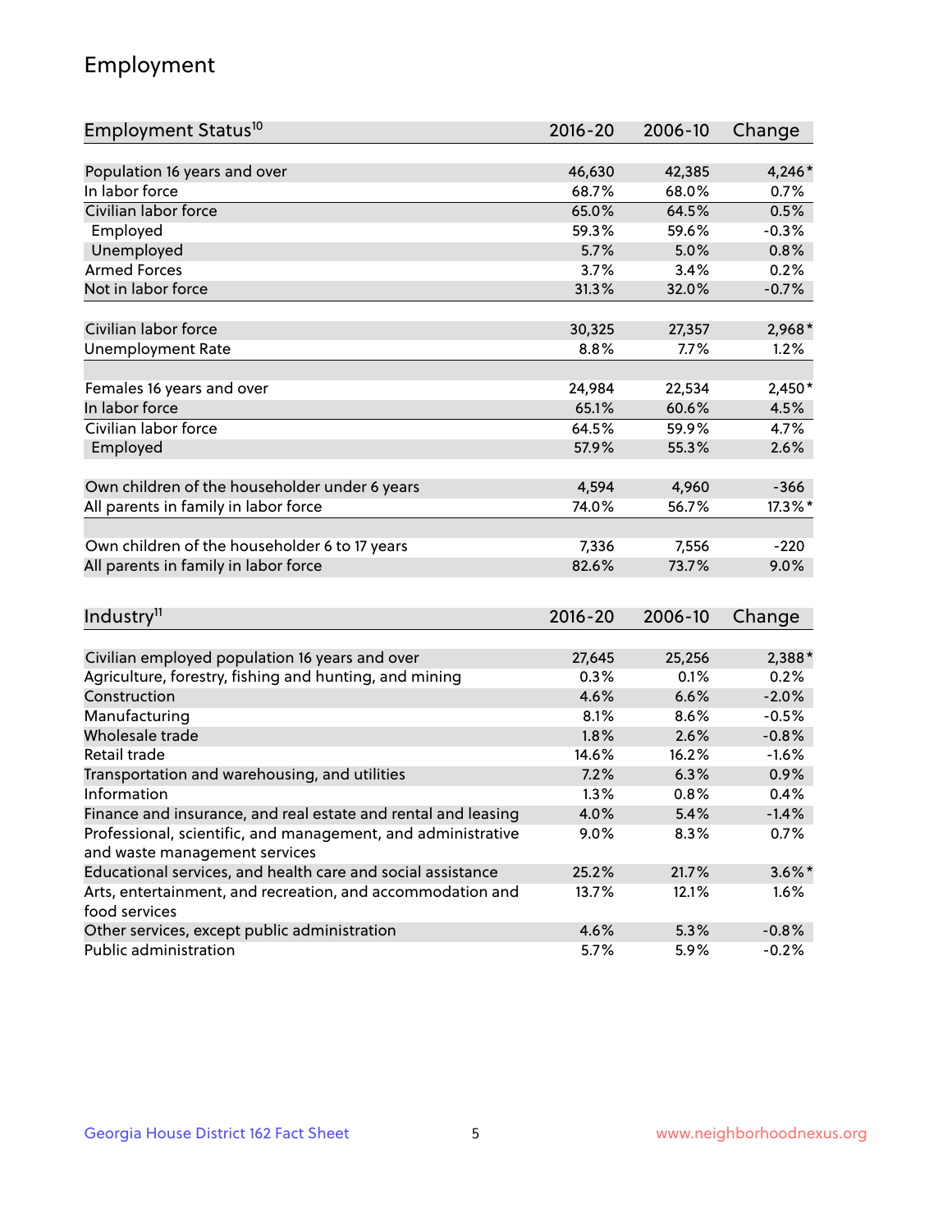## Employment

| Employment Status[10] | 2016-20 | 2006-10 | Change |
|---|---|---|---|
| Population 16 years and over | 46,630 | 42,385 | 4,246* |
| In labor force | 68.7% | 68.0% | 0.7% |
| Civilian labor force | 65.0% | 64.5% | 0.5% |
| Employed | 59.3% | 59.6% | -0.3% |
| Unemployed | 5.7% | 5.0% | 0.8% |
| Armed Forces | 3.7% | 3.4% | 0.2% |
| Not in labor force | 31.3% | 32.0% | -0.7% |
| | | | |
| Civilian labor force | 30,325 | 27,357 | 2,968* |
| Unemployment Rate | 8.8% | 7.7% | 1.2% |
| | | | |
| Females 16 years and over | 24,984 | 22,534 | 2,450* |
| In labor force | 65.1% | 60.6% | 4.5% |
| Civilian labor force | 64.5% | 59.9% | 4.7% |
| Employed | 57.9% | 55.3% | 2.6% |
| | | | |
| Own children of the householder under 6 years | 4,594 | 4,960 | -366 |
| All parents in family in labor force | 74.0% | 56.7% | 17.3%* |
| | | | |
| Own children of the householder 6 to 17 years | 7,336 | 7,556 | -220 |
| All parents in family in labor force | 82.6% | 73.7% | 9.0% |

| Industry[11] | 2016-20 | 2006-10 | Change |
|---|---|---|---|
| Civilian employed population 16 years and over | 27,645 | 25,256 | 2,388* |
| Agriculture, forestry, fishing and hunting, and mining | 0.3% | 0.1% | 0.2% |
| Construction | 4.6% | 6.6% | -2.0% |
| Manufacturing | 8.1% | 8.6% | -0.5% |
| Wholesale trade | 1.8% | 2.6% | -0.8% |
| Retail trade | 14.6% | 16.2% | -1.6% |
| Transportation and warehousing, and utilities | 7.2% | 6.3% | 0.9% |
| Information | 1.3% | 0.8% | 0.4% |
| Finance and insurance, and real estate and rental and leasing | 4.0% | 5.4% | -1.4% |
| Professional, scientific, and management, and administrative and waste management services | 9.0% | 8.3% | 0.7% |
| Educational services, and health care and social assistance | 25.2% | 21.7% | 3.6%* |
| Arts, entertainment, and recreation, and accommodation and food services | 13.7% | 12.1% | 1.6% |
| Other services, except public administration | 4.6% | 5.3% | -0.8% |
| Public administration | 5.7% | 5.9% | -0.2% |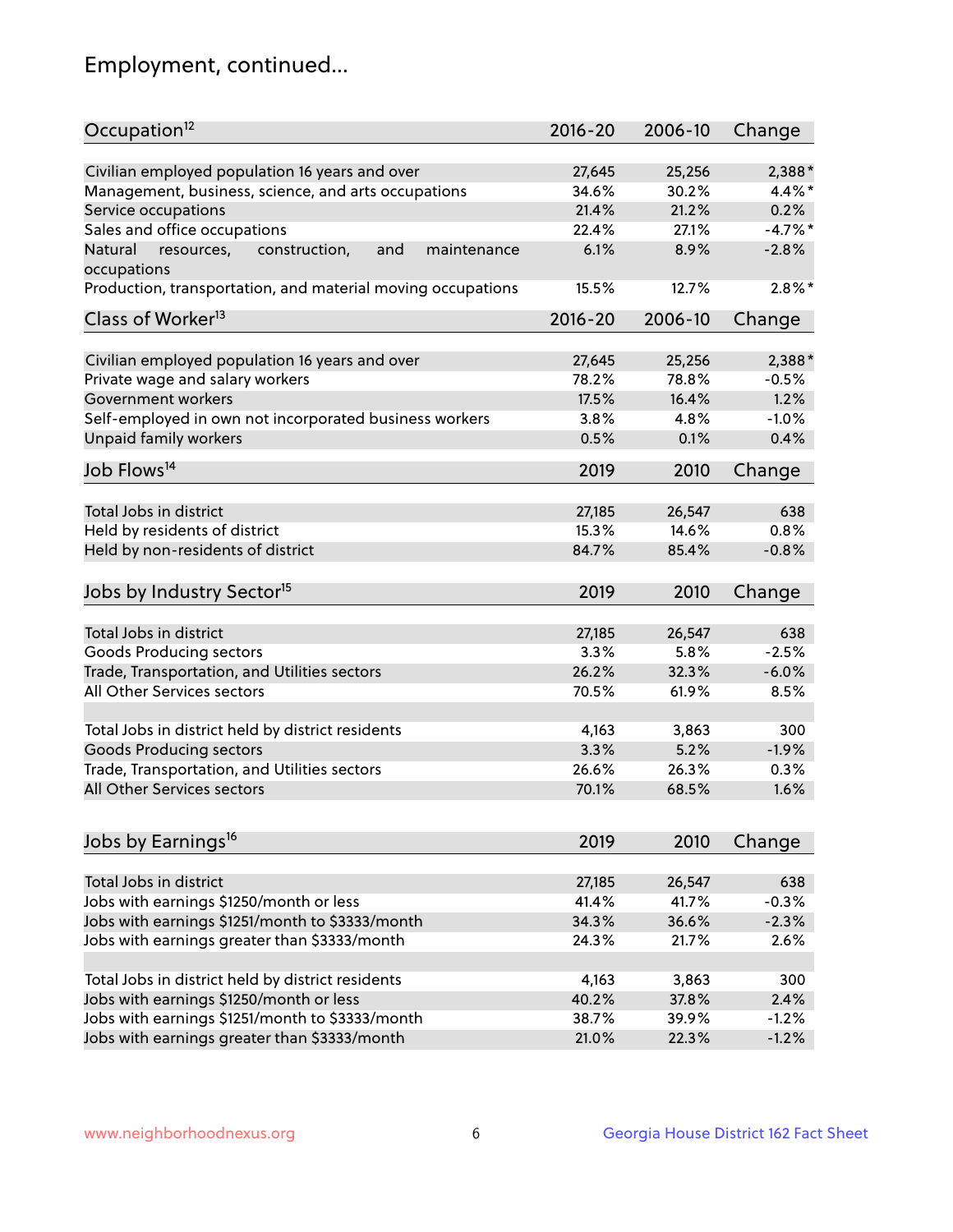## Employment, continued...

| Occupation[12] | 2016-20 | 2006-10 | Change |
|---|---|---|---|
| Civilian employed population 16 years and over | 27,645 | 25,256 | 2,388* |
| Management, business, science, and arts occupations | 34.6% | 30.2% | 4.4%* |
| Service occupations | 21.4% | 21.2% | 0.2% |
| Sales and office occupations | 22.4% | 27.1% | -4.7%* |
| Natural resources, construction, and maintenance occupations | 6.1% | 8.9% | -2.8% |
| Production, transportation, and material moving occupations | 15.5% | 12.7% | 2.8%* |

| Class of Worker[13] | 2016-20 | 2006-10 | Change |
|---|---|---|---|
| Civilian employed population 16 years and over | 27,645 | 25,256 | 2,388* |
| Private wage and salary workers | 78.2% | 78.8% | -0.5% |
| Government workers | 17.5% | 16.4% | 1.2% |
| Self-employed in own not incorporated business workers | 3.8% | 4.8% | -1.0% |
| Unpaid family workers | 0.5% | 0.1% | 0.4% |

| Job Flows[14] | 2019 | 2010 | Change |
|---|---|---|---|
| Total Jobs in district | 27,185 | 26,547 | 638 |
| Held by residents of district | 15.3% | 14.6% | 0.8% |
| Held by non-residents of district | 84.7% | 85.4% | -0.8% |

| Jobs by Industry Sector[15] | 2019 | 2010 | Change |
|---|---|---|---|
| Total Jobs in district | 27,185 | 26,547 | 638 |
| Goods Producing sectors | 3.3% | 5.8% | -2.5% |
| Trade, Transportation, and Utilities sectors | 26.2% | 32.3% | -6.0% |
| All Other Services sectors | 70.5% | 61.9% | 8.5% |
| | | | |
| Total Jobs in district held by district residents | 4,163 | 3,863 | 300 |
| Goods Producing sectors | 3.3% | 5.2% | -1.9% |
| Trade, Transportation, and Utilities sectors | 26.6% | 26.3% | 0.3% |
| All Other Services sectors | 70.1% | 68.5% | 1.6% |

| Jobs by Earnings[16] | 2019 | 2010 | Change |
|---|---|---|---|
| Total Jobs in district | 27,185 | 26,547 | 638 |
| Jobs with earnings $1250/month or less | 41.4% | 41.7% | -0.3% |
| Jobs with earnings $1251/month to $3333/month | 34.3% | 36.6% | -2.3% |
| Jobs with earnings greater than $3333/month | 24.3% | 21.7% | 2.6% |
| | | | |
| Total Jobs in district held by district residents | 4,163 | 3,863 | 300 |
| Jobs with earnings $1250/month or less | 40.2% | 37.8% | 2.4% |
| Jobs with earnings $1251/month to $3333/month | 38.7% | 39.9% | -1.2% |
| Jobs with earnings greater than $3333/month | 21.0% | 22.3% | -1.2% |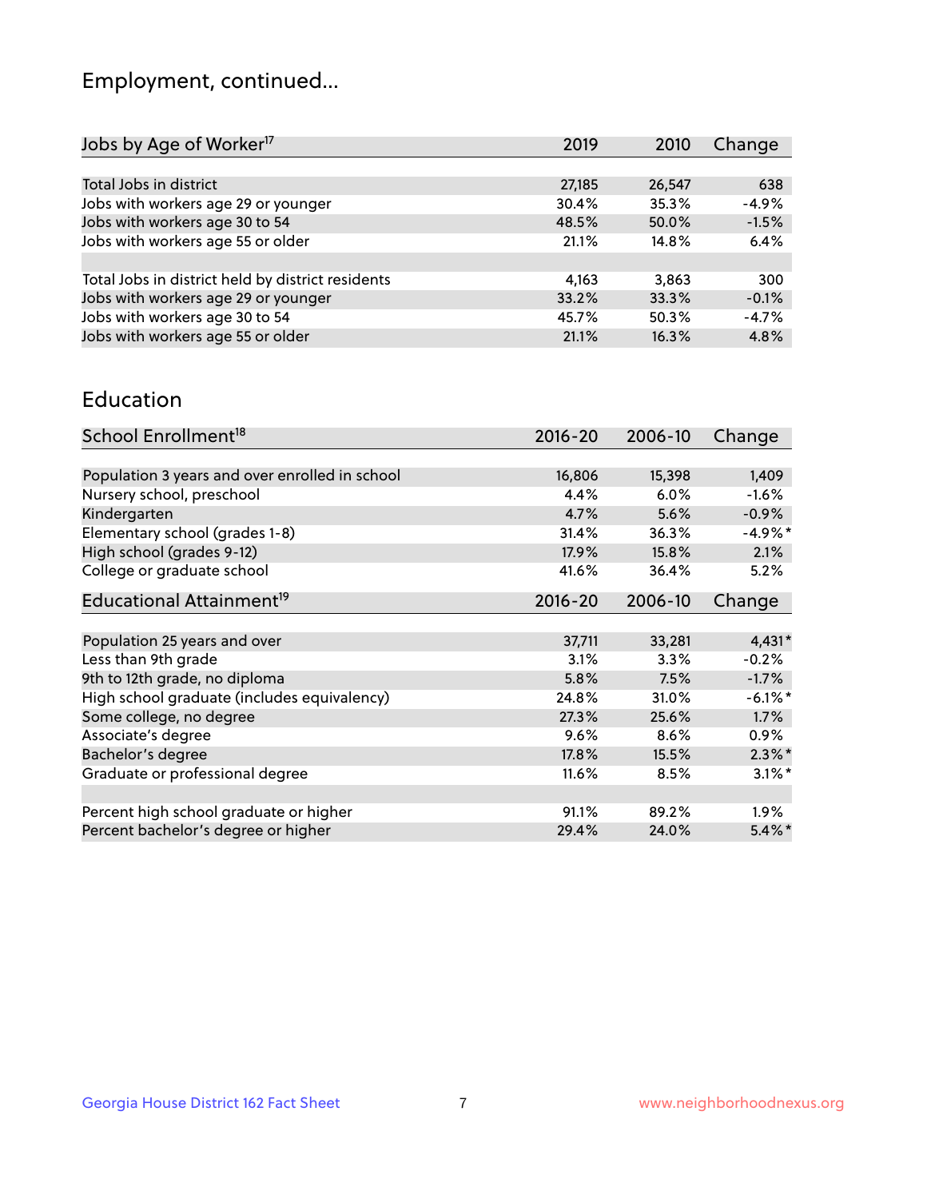# Employment, continued...

| Jobs by Age of Worker[17] | 2019 | 2010 | Change |
|---|---|---|---|
| Total Jobs in district | 27,185 | 26,547 | 638 |
| Jobs with workers age 29 or younger | 30.4% | 35.3% | -4.9% |
| Jobs with workers age 30 to 54 | 48.5% | 50.0% | -1.5% |
| Jobs with workers age 55 or older | 21.1% | 14.8% | 6.4% |
| | | | |
| Total Jobs in district held by district residents | 4,163 | 3,863 | 300 |
| Jobs with workers age 29 or younger | 33.2% | 33.3% | -0.1% |
| Jobs with workers age 30 to 54 | 45.7% | 50.3% | -4.7% |
| Jobs with workers age 55 or older | 21.1% | 16.3% | 4.8% |

## Education

| School Enrollment[18] | 2016-20 | 2006-10 | Change |
|---|---|---|---|
| Population 3 years and over enrolled in school | 16,806 | 15,398 | 1,409 |
| Nursery school, preschool | 4.4% | 6.0% | -1.6% |
| Kindergarten | 4.7% | 5.6% | -0.9% |
| Elementary school (grades 1-8) | 31.4% | 36.3% | -4.9%* |
| High school (grades 9-12) | 17.9% | 15.8% | 2.1% |
| College or graduate school | 41.6% | 36.4% | 5.2% |

| Educational Attainment[19] | 2016-20 | 2006-10 | Change |
|---|---|---|---|
| Population 25 years and over | 37,711 | 33,281 | 4,431* |
| Less than 9th grade | 3.1% | 3.3% | -0.2% |
| 9th to 12th grade, no diploma | 5.8% | 7.5% | -1.7% |
| High school graduate (includes equivalency) | 24.8% | 31.0% | -6.1%* |
| Some college, no degree | 27.3% | 25.6% | 1.7% |
| Associate's degree | 9.6% | 8.6% | 0.9% |
| Bachelor's degree | 17.8% | 15.5% | 2.3%* |
| Graduate or professional degree | 11.6% | 8.5% | 3.1%* |
| | | | |
| Percent high school graduate or higher | 91.1% | 89.2% | 1.9% |
| Percent bachelor's degree or higher | 29.4% | 24.0% | 5.4%* |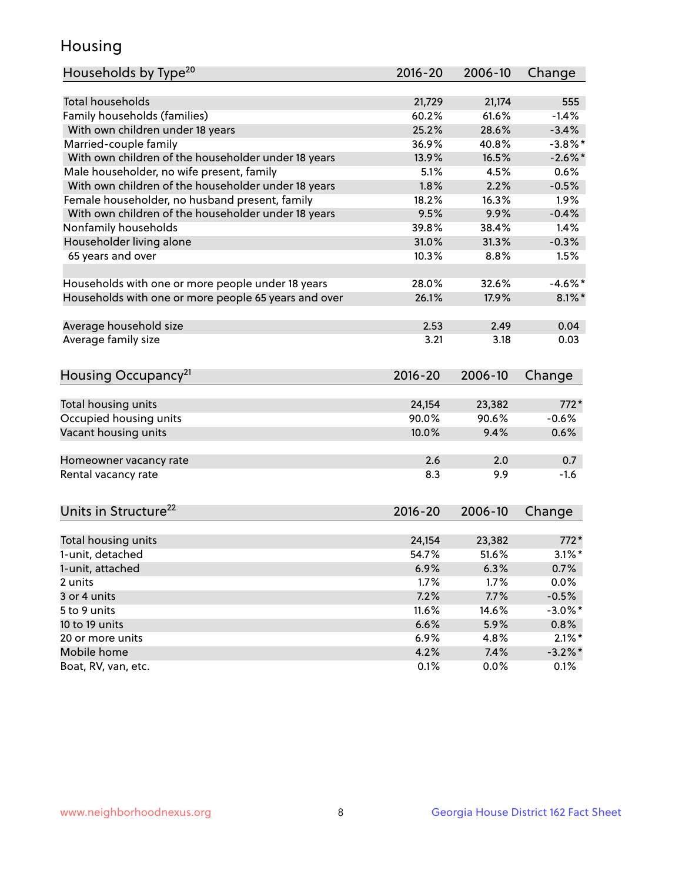# Housing

| Households by Type[20] | 2016-20 | 2006-10 | Change |
|---|---|---|---|
| Total households | 21,729 | 21,174 | 555 |
| Family households (families) | 60.2% | 61.6% | -1.4% |
| With own children under 18 years | 25.2% | 28.6% | -3.4% |
| Married-couple family | 36.9% | 40.8% | -3.8%* |
| With own children of the householder under 18 years | 13.9% | 16.5% | -2.6%* |
| Male householder, no wife present, family | 5.1% | 4.5% | 0.6% |
| With own children of the householder under 18 years | 1.8% | 2.2% | -0.5% |
| Female householder, no husband present, family | 18.2% | 16.3% | 1.9% |
| With own children of the householder under 18 years | 9.5% | 9.9% | -0.4% |
| Nonfamily households | 39.8% | 38.4% | 1.4% |
| Householder living alone | 31.0% | 31.3% | -0.3% |
| 65 years and over | 10.3% | 8.8% | 1.5% |
| | | | |
| Households with one or more people under 18 years | 28.0% | 32.6% | -4.6%* |
| Households with one or more people 65 years and over | 26.1% | 17.9% | 8.1%* |
| | | | |
| Average household size | 2.53 | 2.49 | 0.04 |
| Average family size | 3.21 | 3.18 | 0.03 |

| Housing Occupancy[21] | 2016-20 | 2006-10 | Change |
|---|---|---|---|
| Total housing units | 24,154 | 23,382 | 772* |
| Occupied housing units | 90.0% | 90.6% | -0.6% |
| Vacant housing units | 10.0% | 9.4% | 0.6% |
| | | | |
| Homeowner vacancy rate | 2.6 | 2.0 | 0.7 |
| Rental vacancy rate | 8.3 | 9.9 | -1.6 |

| Units in Structure[22] | 2016-20 | 2006-10 | Change |
|---|---|---|---|
| Total housing units | 24,154 | 23,382 | 772* |
| 1-unit, detached | 54.7% | 51.6% | 3.1%* |
| 1-unit, attached | 6.9% | 6.3% | 0.7% |
| 2 units | 1.7% | 1.7% | 0.0% |
| 3 or 4 units | 7.2% | 7.7% | -0.5% |
| 5 to 9 units | 11.6% | 14.6% | -3.0%* |
| 10 to 19 units | 6.6% | 5.9% | 0.8% |
| 20 or more units | 6.9% | 4.8% | 2.1%* |
| Mobile home | 4.2% | 7.4% | -3.2%* |
| Boat, RV, van, etc. | 0.1% | 0.0% | 0.1% |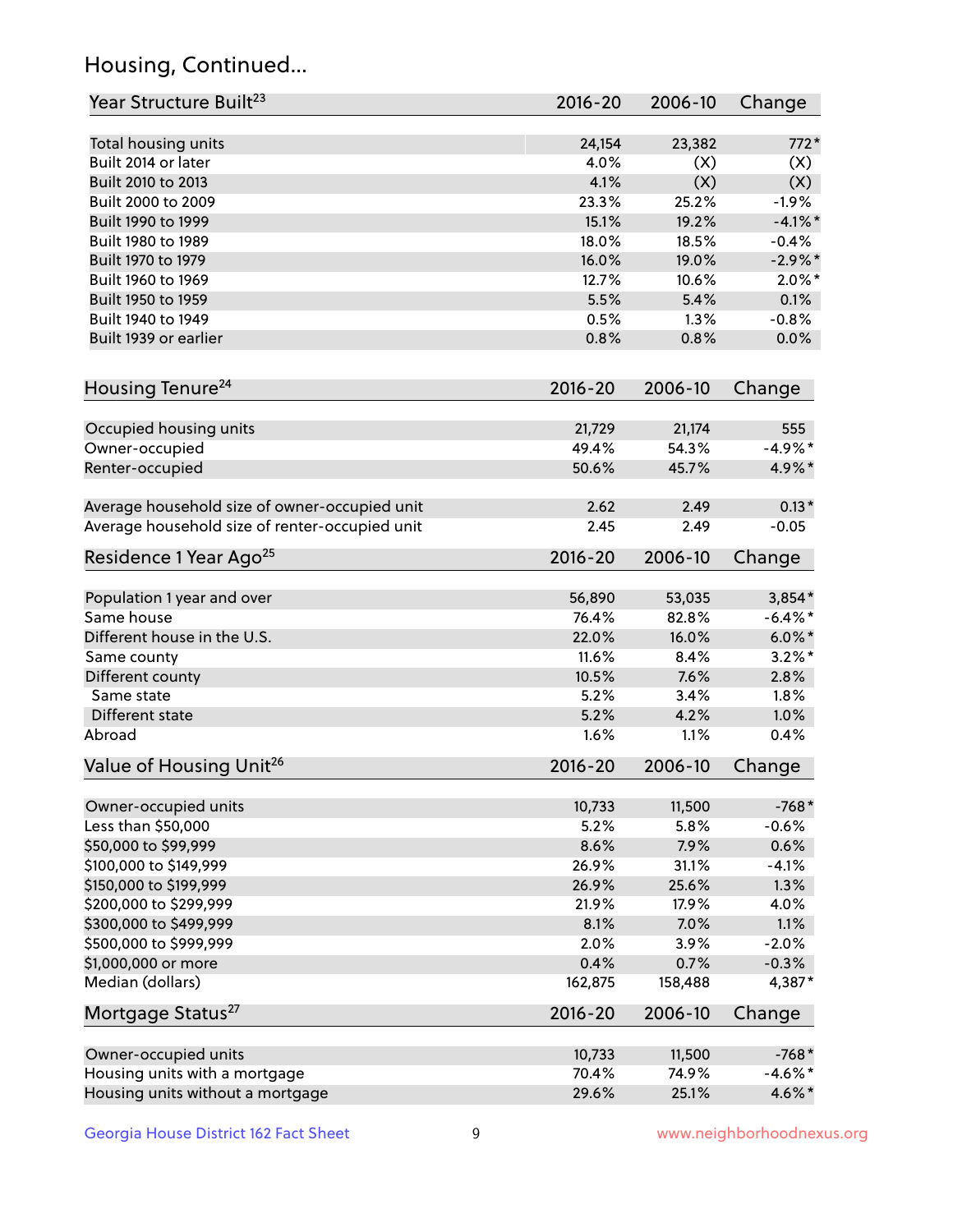## Housing, Continued...

| Year Structure Built[23] | 2016-20 | 2006-10 | Change |
|---|---|---|---|
| Total housing units | 24,154 | 23,382 | 772* |
| Built 2014 or later | 4.0% | (X) | (X) |
| Built 2010 to 2013 | 4.1% | (X) | (X) |
| Built 2000 to 2009 | 23.3% | 25.2% | -1.9% |
| Built 1990 to 1999 | 15.1% | 19.2% | -4.1%* |
| Built 1980 to 1989 | 18.0% | 18.5% | -0.4% |
| Built 1970 to 1979 | 16.0% | 19.0% | -2.9%* |
| Built 1960 to 1969 | 12.7% | 10.6% | 2.0%* |
| Built 1950 to 1959 | 5.5% | 5.4% | 0.1% |
| Built 1940 to 1949 | 0.5% | 1.3% | -0.8% |
| Built 1939 or earlier | 0.8% | 0.8% | 0.0% |

| Housing Tenure[24] | 2016-20 | 2006-10 | Change |
|---|---|---|---|
| Occupied housing units | 21,729 | 21,174 | 555 |
| Owner-occupied | 49.4% | 54.3% | -4.9%* |
| Renter-occupied | 50.6% | 45.7% | 4.9%* |
| Average household size of owner-occupied unit | 2.62 | 2.49 | 0.13* |
| Average household size of renter-occupied unit | 2.45 | 2.49 | -0.05 |

| Residence 1 Year Ago[25] | 2016-20 | 2006-10 | Change |
|---|---|---|---|
| Population 1 year and over | 56,890 | 53,035 | 3,854* |
| Same house | 76.4% | 82.8% | -6.4%* |
| Different house in the U.S. | 22.0% | 16.0% | 6.0%* |
| Same county | 11.6% | 8.4% | 3.2%* |
| Different county | 10.5% | 7.6% | 2.8% |
| Same state | 5.2% | 3.4% | 1.8% |
| Different state | 5.2% | 4.2% | 1.0% |
| Abroad | 1.6% | 1.1% | 0.4% |

| Value of Housing Unit[26] | 2016-20 | 2006-10 | Change |
|---|---|---|---|
| Owner-occupied units | 10,733 | 11,500 | -768* |
| Less than $50,000 | 5.2% | 5.8% | -0.6% |
| $50,000 to $99,999 | 8.6% | 7.9% | 0.6% |
| $100,000 to $149,999 | 26.9% | 31.1% | -4.1% |
| $150,000 to $199,999 | 26.9% | 25.6% | 1.3% |
| $200,000 to $299,999 | 21.9% | 17.9% | 4.0% |
| $300,000 to $499,999 | 8.1% | 7.0% | 1.1% |
| $500,000 to $999,999 | 2.0% | 3.9% | -2.0% |
| $1,000,000 or more | 0.4% | 0.7% | -0.3% |
| Median (dollars) | 162,875 | 158,488 | 4,387* |

| Mortgage Status[27] | 2016-20 | 2006-10 | Change |
|---|---|---|---|
| Owner-occupied units | 10,733 | 11,500 | -768* |
| Housing units with a mortgage | 70.4% | 74.9% | -4.6%* |
| Housing units without a mortgage | 29.6% | 25.1% | 4.6%* |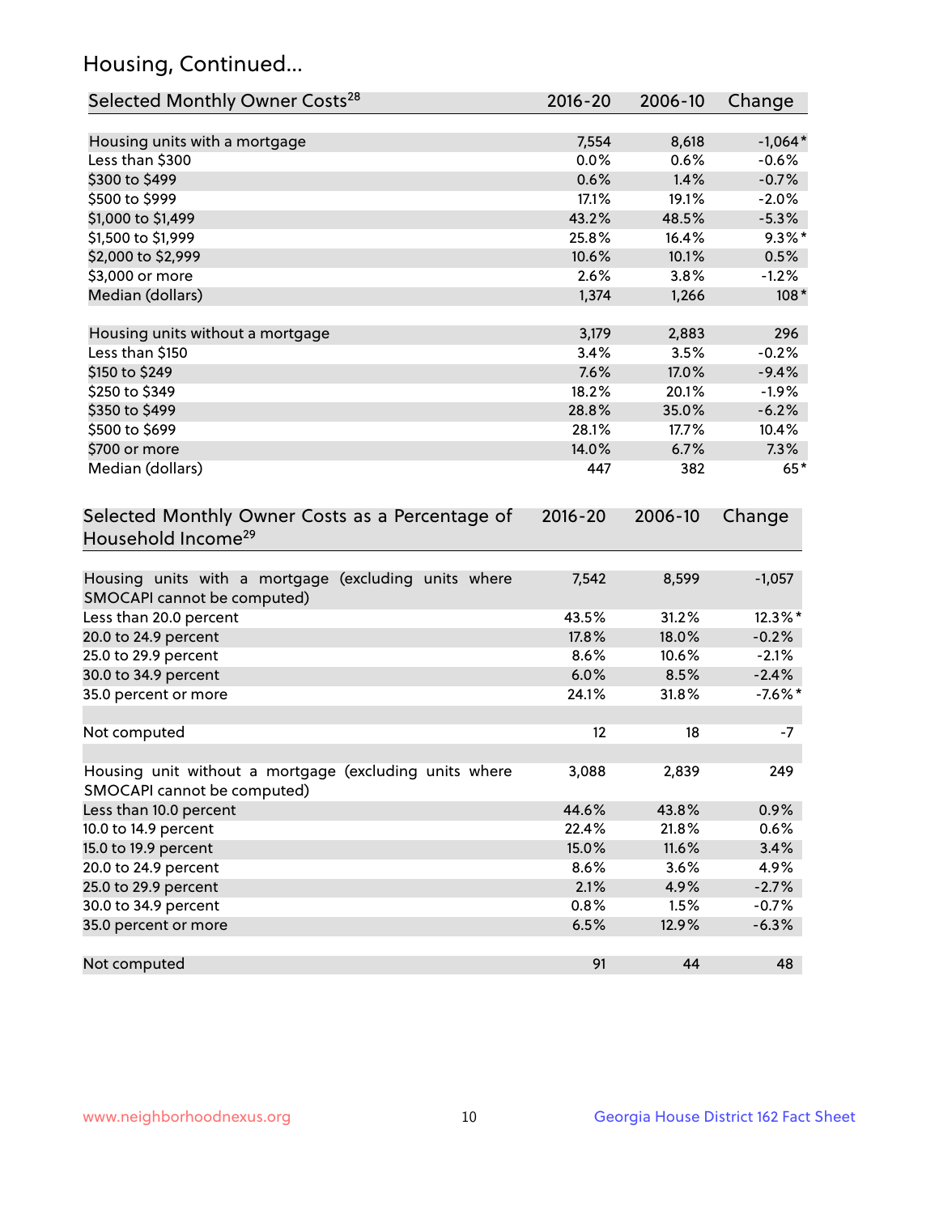## Housing, Continued...

| Selected Monthly Owner Costs[28] | 2016-20 | 2006-10 | Change |
|---|---|---|---|
| Housing units with a mortgage | 7,554 | 8,618 | -1,064* |
| Less than $300 | 0.0% | 0.6% | -0.6% |
| $300 to $499 | 0.6% | 1.4% | -0.7% |
| $500 to $999 | 17.1% | 19.1% | -2.0% |
| $1,000 to $1,499 | 43.2% | 48.5% | -5.3% |
| $1,500 to $1,999 | 25.8% | 16.4% | 9.3%* |
| $2,000 to $2,999 | 10.6% | 10.1% | 0.5% |
| $3,000 or more | 2.6% | 3.8% | -1.2% |
| Median (dollars) | 1,374 | 1,266 | 108* |
| Housing units without a mortgage | 3,179 | 2,883 | 296 |
| Less than $150 | 3.4% | 3.5% | -0.2% |
| $150 to $249 | 7.6% | 17.0% | -9.4% |
| $250 to $349 | 18.2% | 20.1% | -1.9% |
| $350 to $499 | 28.8% | 35.0% | -6.2% |
| $500 to $699 | 28.1% | 17.7% | 10.4% |
| $700 or more | 14.0% | 6.7% | 7.3% |
| Median (dollars) | 447 | 382 | 65* |

| Selected Monthly Owner Costs as a Percentage of Household Income[29] | 2016-20 | 2006-10 | Change |
|---|---|---|---|
| Housing units with a mortgage (excluding units where SMOCAPI cannot be computed) | 7,542 | 8,599 | -1,057 |
| Less than 20.0 percent | 43.5% | 31.2% | 12.3%* |
| 20.0 to 24.9 percent | 17.8% | 18.0% | -0.2% |
| 25.0 to 29.9 percent | 8.6% | 10.6% | -2.1% |
| 30.0 to 34.9 percent | 6.0% | 8.5% | -2.4% |
| 35.0 percent or more | 24.1% | 31.8% | -7.6%* |
| Not computed | 12 | 18 | -7 |
| Housing unit without a mortgage (excluding units where SMOCAPI cannot be computed) | 3,088 | 2,839 | 249 |
| Less than 10.0 percent | 44.6% | 43.8% | 0.9% |
| 10.0 to 14.9 percent | 22.4% | 21.8% | 0.6% |
| 15.0 to 19.9 percent | 15.0% | 11.6% | 3.4% |
| 20.0 to 24.9 percent | 8.6% | 3.6% | 4.9% |
| 25.0 to 29.9 percent | 2.1% | 4.9% | -2.7% |
| 30.0 to 34.9 percent | 0.8% | 1.5% | -0.7% |
| 35.0 percent or more | 6.5% | 12.9% | -6.3% |
| Not computed | 91 | 44 | 48 |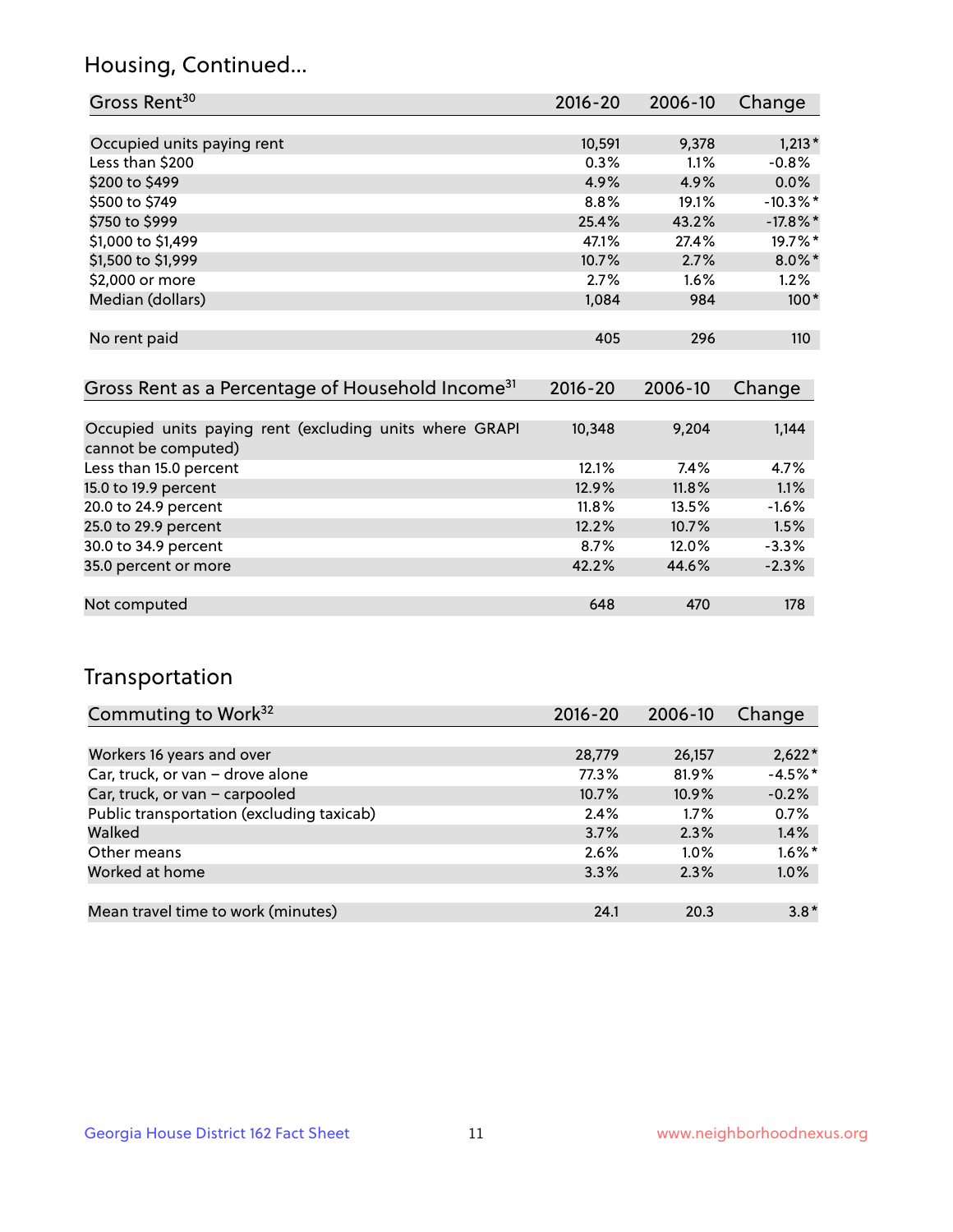## Housing, Continued...

| Gross Rent[30] | 2016-20 | 2006-10 | Change |
|---|---|---|---|
| Occupied units paying rent | 10,591 | 9,378 | 1,213* |
| Less than $200 | 0.3% | 1.1% | -0.8% |
| $200 to $499 | 4.9% | 4.9% | 0.0% |
| $500 to $749 | 8.8% | 19.1% | -10.3%* |
| $750 to $999 | 25.4% | 43.2% | -17.8%* |
| $1,000 to $1,499 | 47.1% | 27.4% | 19.7%* |
| $1,500 to $1,999 | 10.7% | 2.7% | 8.0%* |
| $2,000 or more | 2.7% | 1.6% | 1.2% |
| Median (dollars) | 1,084 | 984 | 100* |
| No rent paid | 405 | 296 | 110 |

| Gross Rent as a Percentage of Household Income[31] | 2016-20 | 2006-10 | Change |
|---|---|---|---|
| Occupied units paying rent (excluding units where GRAPI cannot be computed) | 10,348 | 9,204 | 1,144 |
| Less than 15.0 percent | 12.1% | 7.4% | 4.7% |
| 15.0 to 19.9 percent | 12.9% | 11.8% | 1.1% |
| 20.0 to 24.9 percent | 11.8% | 13.5% | -1.6% |
| 25.0 to 29.9 percent | 12.2% | 10.7% | 1.5% |
| 30.0 to 34.9 percent | 8.7% | 12.0% | -3.3% |
| 35.0 percent or more | 42.2% | 44.6% | -2.3% |
| Not computed | 648 | 470 | 178 |

## Transportation

| Commuting to Work[32] | 2016-20 | 2006-10 | Change |
|---|---|---|---|
| Workers 16 years and over | 28,779 | 26,157 | 2,622* |
| Car, truck, or van – drove alone | 77.3% | 81.9% | -4.5%* |
| Car, truck, or van – carpooled | 10.7% | 10.9% | -0.2% |
| Public transportation (excluding taxicab) | 2.4% | 1.7% | 0.7% |
| Walked | 3.7% | 2.3% | 1.4% |
| Other means | 2.6% | 1.0% | 1.6%* |
| Worked at home | 3.3% | 2.3% | 1.0% |
| Mean travel time to work (minutes) | 24.1 | 20.3 | 3.8* |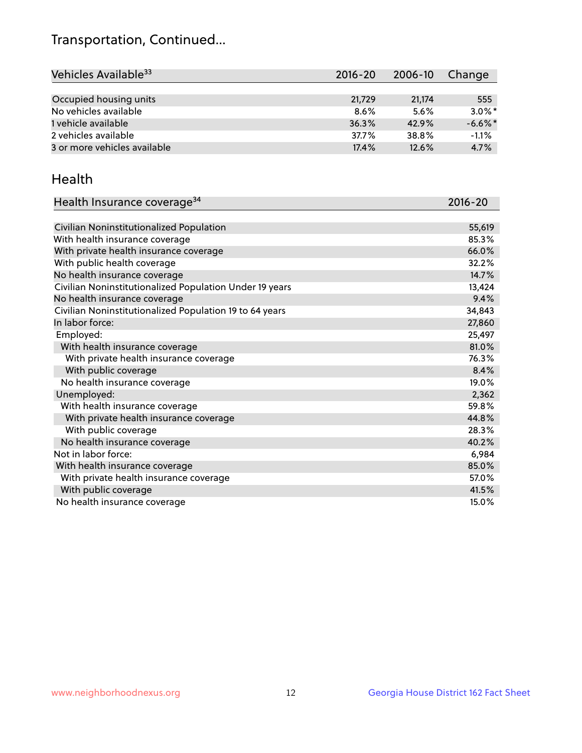## Transportation, Continued...

| Vehicles Available[33] | 2016-20 | 2006-10 | Change |
|---|---|---|---|
| Occupied housing units | 21,729 | 21,174 | 555 |
| No vehicles available | 8.6% | 5.6% | 3.0%* |
| 1 vehicle available | 36.3% | 42.9% | -6.6%* |
| 2 vehicles available | 37.7% | 38.8% | -1.1% |
| 3 or more vehicles available | 17.4% | 12.6% | 4.7% |

## Health

| Health Insurance coverage[34] | 2016-20 |
|---|---|
| Civilian Noninstitutionalized Population | 55,619 |
| With health insurance coverage | 85.3% |
| With private health insurance coverage | 66.0% |
| With public health coverage | 32.2% |
| No health insurance coverage | 14.7% |
| Civilian Noninstitutionalized Population Under 19 years | 13,424 |
| No health insurance coverage | 9.4% |
| Civilian Noninstitutionalized Population 19 to 64 years | 34,843 |
| In labor force: | 27,860 |
| Employed: | 25,497 |
| With health insurance coverage | 81.0% |
| With private health insurance coverage | 76.3% |
| With public coverage | 8.4% |
| No health insurance coverage | 19.0% |
| Unemployed: | 2,362 |
| With health insurance coverage | 59.8% |
| With private health insurance coverage | 44.8% |
| With public coverage | 28.3% |
| No health insurance coverage | 40.2% |
| Not in labor force: | 6,984 |
| With health insurance coverage | 85.0% |
| With private health insurance coverage | 57.0% |
| With public coverage | 41.5% |
| No health insurance coverage | 15.0% |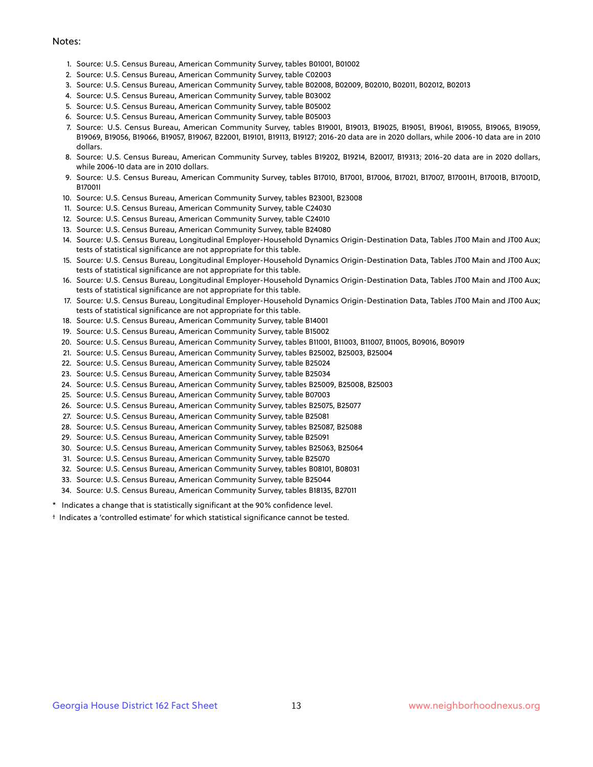Notes:

1. Source: U.S. Census Bureau, American Community Survey, tables B01001, B01002
2. Source: U.S. Census Bureau, American Community Survey, table C02003
3. Source: U.S. Census Bureau, American Community Survey, table B02008, B02009, B02010, B02011, B02012, B02013
4. Source: U.S. Census Bureau, American Community Survey, table B03002
5. Source: U.S. Census Bureau, American Community Survey, table B05002
6. Source: U.S. Census Bureau, American Community Survey, table B05003
7. Source: U.S. Census Bureau, American Community Survey, tables B19001, B19013, B19025, B19051, B19061, B19055, B19065, B19059, B19069, B19056, B19066, B19057, B19067, B22001, B19101, B19113, B19127; 2016-20 data are in 2020 dollars, while 2006-10 data are in 2010 dollars.
8. Source: U.S. Census Bureau, American Community Survey, tables B19202, B19214, B20017, B19313; 2016-20 data are in 2020 dollars, while 2006-10 data are in 2010 dollars.
9. Source: U.S. Census Bureau, American Community Survey, tables B17010, B17001, B17006, B17021, B17007, B17001H, B17001B, B17001D, B17001I
10. Source: U.S. Census Bureau, American Community Survey, tables B23001, B23008
11. Source: U.S. Census Bureau, American Community Survey, table C24030
12. Source: U.S. Census Bureau, American Community Survey, table C24010
13. Source: U.S. Census Bureau, American Community Survey, table B24080
14. Source: U.S. Census Bureau, Longitudinal Employer-Household Dynamics Origin-Destination Data, Tables JT00 Main and JT00 Aux; tests of statistical significance are not appropriate for this table.
15. Source: U.S. Census Bureau, Longitudinal Employer-Household Dynamics Origin-Destination Data, Tables JT00 Main and JT00 Aux; tests of statistical significance are not appropriate for this table.
16. Source: U.S. Census Bureau, Longitudinal Employer-Household Dynamics Origin-Destination Data, Tables JT00 Main and JT00 Aux; tests of statistical significance are not appropriate for this table.
17. Source: U.S. Census Bureau, Longitudinal Employer-Household Dynamics Origin-Destination Data, Tables JT00 Main and JT00 Aux; tests of statistical significance are not appropriate for this table.
18. Source: U.S. Census Bureau, American Community Survey, table B14001
19. Source: U.S. Census Bureau, American Community Survey, table B15002
20. Source: U.S. Census Bureau, American Community Survey, tables B11001, B11003, B11007, B11005, B09016, B09019
21. Source: U.S. Census Bureau, American Community Survey, tables B25002, B25003, B25004
22. Source: U.S. Census Bureau, American Community Survey, table B25024
23. Source: U.S. Census Bureau, American Community Survey, table B25034
24. Source: U.S. Census Bureau, American Community Survey, tables B25009, B25008, B25003
25. Source: U.S. Census Bureau, American Community Survey, table B07003
26. Source: U.S. Census Bureau, American Community Survey, tables B25075, B25077
27. Source: U.S. Census Bureau, American Community Survey, table B25081
28. Source: U.S. Census Bureau, American Community Survey, tables B25087, B25088
29. Source: U.S. Census Bureau, American Community Survey, table B25091
30. Source: U.S. Census Bureau, American Community Survey, tables B25063, B25064
31. Source: U.S. Census Bureau, American Community Survey, table B25070
32. Source: U.S. Census Bureau, American Community Survey, tables B08101, B08031
33. Source: U.S. Census Bureau, American Community Survey, table B25044
34. Source: U.S. Census Bureau, American Community Survey, tables B18135, B27011

\* Indicates a change that is statistically significant at the 90% confidence level.

† Indicates a 'controlled estimate' for which statistical significance cannot be tested.